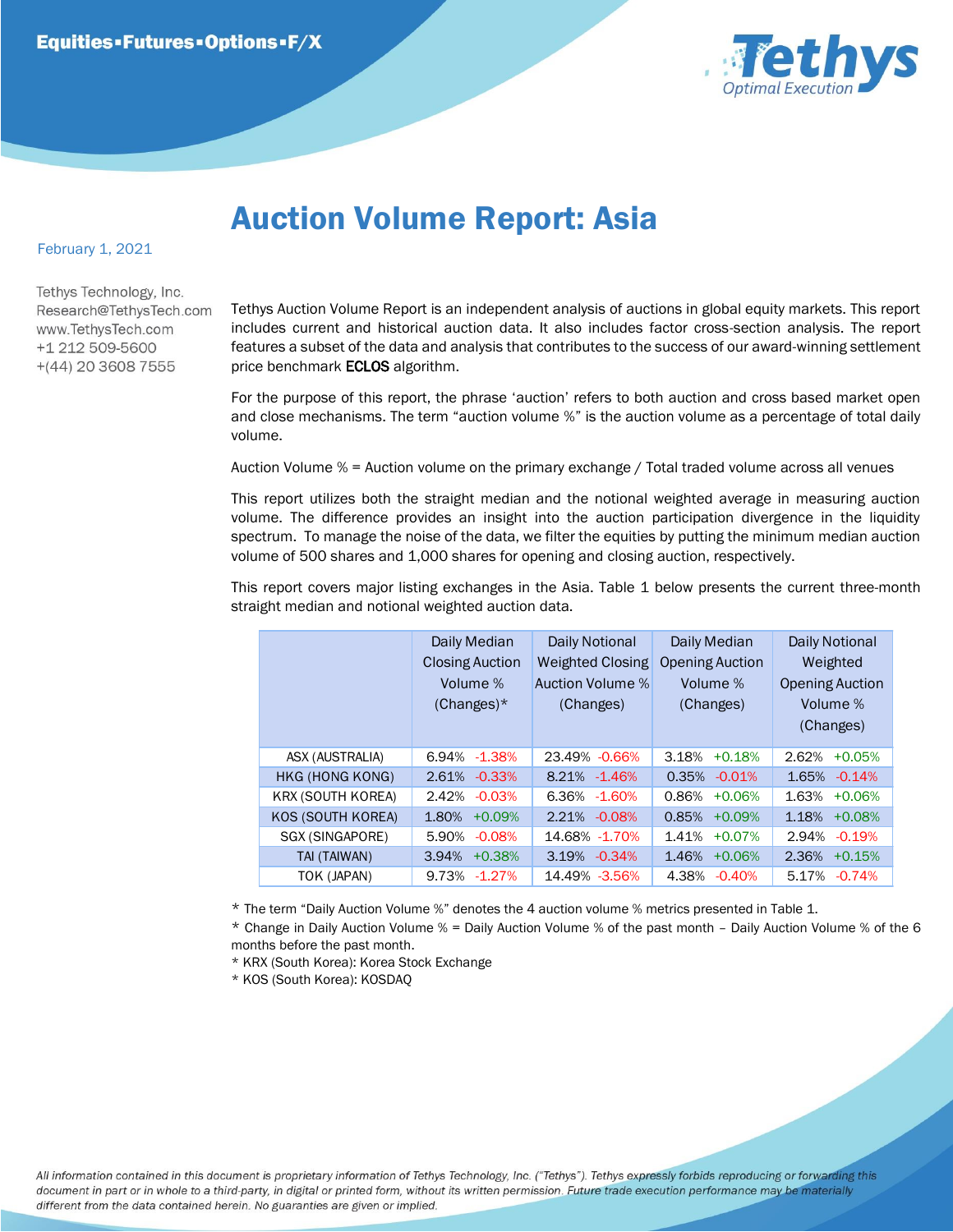Equities▪Futures▪Options▪F/X

Tethys Optimal Execution

# Auction Volume Report: Asia

February 1, 2021

Tethys Technology, Inc.
Research@TethysTech.com
www.TethysTech.com
+1 212 509-5600
+(44) 20 3608 7555

Tethys Auction Volume Report is an independent analysis of auctions in global equity markets. This report includes current and historical auction data. It also includes factor cross-section analysis. The report features a subset of the data and analysis that contributes to the success of our award-winning settlement price benchmark **ECLOS** algorithm.

For the purpose of this report, the phrase 'auction' refers to both auction and cross based market open and close mechanisms. The term "auction volume %" is the auction volume as a percentage of total daily volume.

Auction Volume % = Auction volume on the primary exchange / Total traded volume across all venues

This report utilizes both the straight median and the notional weighted average in measuring auction volume. The difference provides an insight into the auction participation divergence in the liquidity spectrum. To manage the noise of the data, we filter the equities by putting the minimum median auction volume of 500 shares and 1,000 shares for opening and closing auction, respectively.

This report covers major listing exchanges in the Asia. Table 1 below presents the current three-month straight median and notional weighted auction data.

| | Daily Median Closing Auction Volume % (Changes)* | Daily Notional Weighted Closing Auction Volume % (Changes) | Daily Median Opening Auction Volume % (Changes) | Daily Notional Weighted Opening Auction Volume % (Changes) |
|---|---|---|---|---|
| ASX (AUSTRALIA) | 6.94% -1.38% | 23.49% -0.66% | 3.18% +0.18% | 2.62% +0.05% |
| HKG (HONG KONG) | 2.61% -0.33% | 8.21% -1.46% | 0.35% -0.01% | 1.65% -0.14% |
| KRX (SOUTH KOREA) | 2.42% -0.03% | 6.36% -1.60% | 0.86% +0.06% | 1.63% +0.06% |
| KOS (SOUTH KOREA) | 1.80% +0.09% | 2.21% -0.08% | 0.85% +0.09% | 1.18% +0.08% |
| SGX (SINGAPORE) | 5.90% -0.08% | 14.68% -1.70% | 1.41% +0.07% | 2.94% -0.19% |
| TAI (TAIWAN) | 3.94% +0.38% | 3.19% -0.34% | 1.46% +0.06% | 2.36% +0.15% |
| TOK (JAPAN) | 9.73% -1.27% | 14.49% -3.56% | 4.38% -0.40% | 5.17% -0.74% |

* The term "Daily Auction Volume %" denotes the 4 auction volume % metrics presented in Table 1.
* Change in Daily Auction Volume % = Daily Auction Volume % of the past month – Daily Auction Volume % of the 6 months before the past month.
* KRX (South Korea): Korea Stock Exchange
* KOS (South Korea): KOSDAQ

*All information contained in this document is proprietary information of Tethys Technology, Inc. ("Tethys"). Tethys expressly forbids reproducing or forwarding this document in part or in whole to a third-party, in digital or printed form, without its written permission. Future trade execution performance may be materially different from the data contained herein. No guarantees are given or implied.*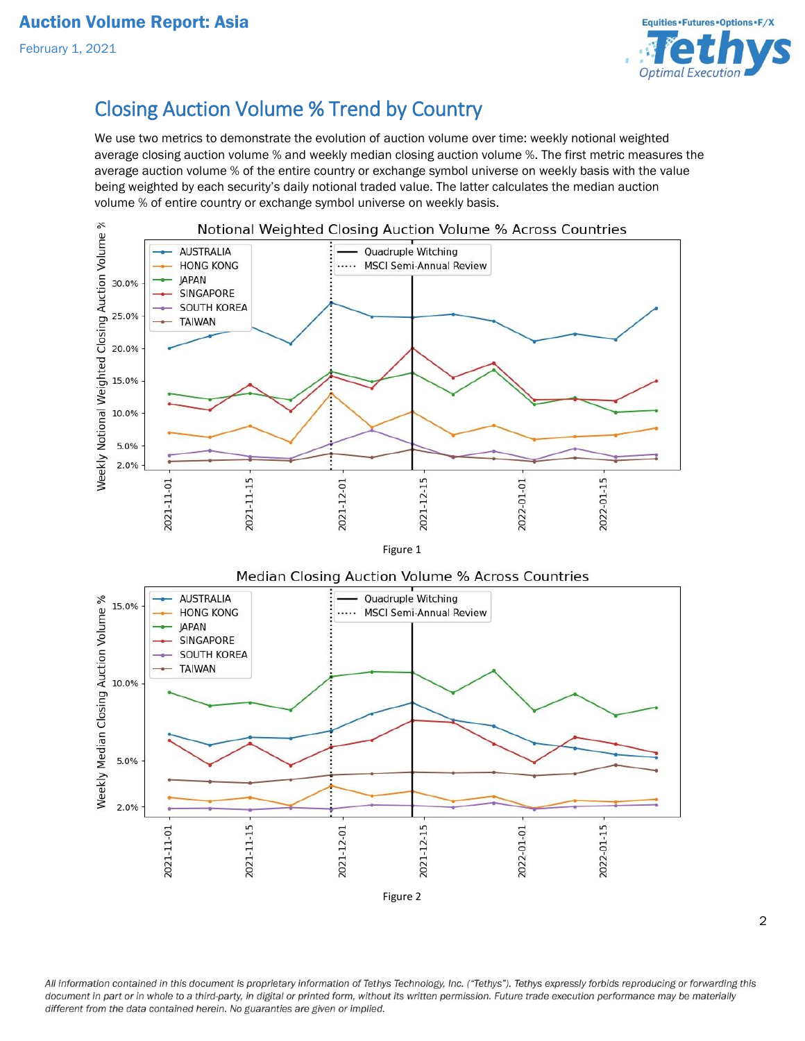## Closing Auction Volume % Trend by Country

We use two metrics to demonstrate the evolution of auction volume over time: weekly notional weighted average closing auction volume % and weekly median closing auction volume %. The first metric measures the average auction volume % of the entire country or exchange symbol universe on weekly basis with the value being weighted by each security's daily notional traded value. The latter calculates the median auction volume % of entire country or exchange symbol universe on weekly basis.

Notional Weighted Closing Auction Volume % Across Countries

Weekly Notional Weighted Closing Auction Volume %

AUSTRALIA
HONG KONG
JAPAN
SINGAPORE
SOUTH KOREA
TAIWAN

Quadruple Witching
MSCI Semi-Annual Review

30.0%
25.0%
20.0%
15.0%
10.0%
5.0%
2.0%

2021-11-01
2021-11-15
2021-12-01
2021-12-15
2022-01-01
2022-01-15

Figure 1

Median Closing Auction Volume % Across Countries

Weekly Median Closing Auction Volume %

AUSTRALIA
HONG KONG
JAPAN
SINGAPORE
SOUTH KOREA
TAIWAN

Quadruple Witching
MSCI Semi-Annual Review

15.0%
10.0%
5.0%
2.0%

2021-11-01
2021-11-15
2021-12-01
2021-12-15
2022-01-01
2022-01-15

Figure 2

*All information contained in this document is proprietary information of Tethys Technology, Inc. ("Tethys"). Tethys expressly forbids reproducing or forwarding this document in part or in whole to a third-party, in digital or printed form, without its written permission. Future trade execution performance may be materially different from the data contained herein. No guaranties are given or implied.*